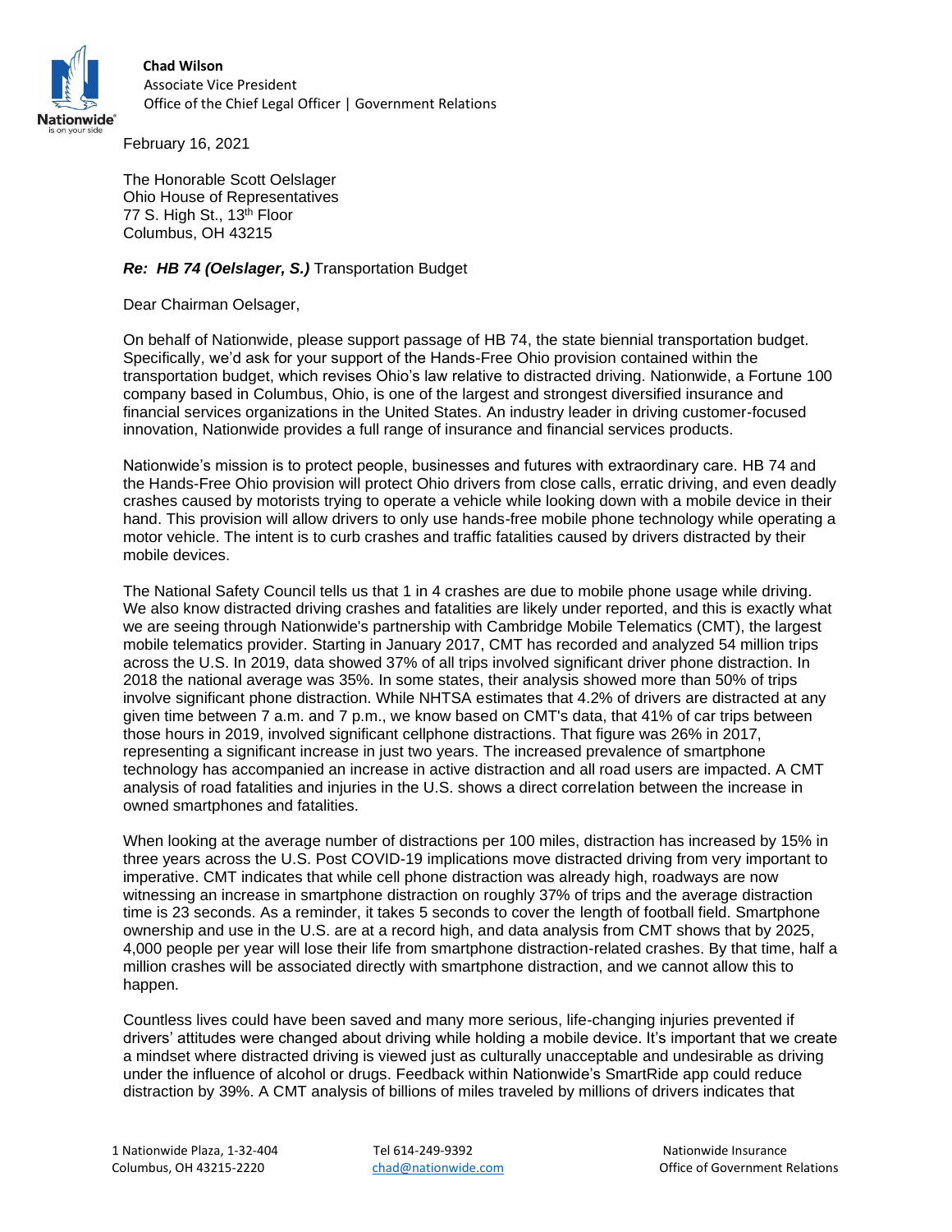**Chad Wilson**
Associate Vice President
Office of the Chief Legal Officer | Government Relations

February 16, 2021

The Honorable Scott Oelslager
Ohio House of Representatives
77 S. High St., 13th Floor
Columbus, OH 43215

***Re: HB 74 (Oelslager, S.)*** Transportation Budget

Dear Chairman Oelsager,

On behalf of Nationwide, please support passage of HB 74, the state biennial transportation budget. Specifically, we'd ask for your support of the Hands-Free Ohio provision contained within the transportation budget, which revises Ohio's law relative to distracted driving. Nationwide, a Fortune 100 company based in Columbus, Ohio, is one of the largest and strongest diversified insurance and financial services organizations in the United States. An industry leader in driving customer-focused innovation, Nationwide provides a full range of insurance and financial services products.

Nationwide's mission is to protect people, businesses and futures with extraordinary care. HB 74 and the Hands-Free Ohio provision will protect Ohio drivers from close calls, erratic driving, and even deadly crashes caused by motorists trying to operate a vehicle while looking down with a mobile device in their hand. This provision will allow drivers to only use hands-free mobile phone technology while operating a motor vehicle. The intent is to curb crashes and traffic fatalities caused by drivers distracted by their mobile devices.

The National Safety Council tells us that 1 in 4 crashes are due to mobile phone usage while driving. We also know distracted driving crashes and fatalities are likely under reported, and this is exactly what we are seeing through Nationwide's partnership with Cambridge Mobile Telematics (CMT), the largest mobile telematics provider. Starting in January 2017, CMT has recorded and analyzed 54 million trips across the U.S. In 2019, data showed 37% of all trips involved significant driver phone distraction. In 2018 the national average was 35%. In some states, their analysis showed more than 50% of trips involve significant phone distraction. While NHTSA estimates that 4.2% of drivers are distracted at any given time between 7 a.m. and 7 p.m., we know based on CMT's data, that 41% of car trips between those hours in 2019, involved significant cellphone distractions. That figure was 26% in 2017, representing a significant increase in just two years. The increased prevalence of smartphone technology has accompanied an increase in active distraction and all road users are impacted. A CMT analysis of road fatalities and injuries in the U.S. shows a direct correlation between the increase in owned smartphones and fatalities.

When looking at the average number of distractions per 100 miles, distraction has increased by 15% in three years across the U.S. Post COVID-19 implications move distracted driving from very important to imperative. CMT indicates that while cell phone distraction was already high, roadways are now witnessing an increase in smartphone distraction on roughly 37% of trips and the average distraction time is 23 seconds. As a reminder, it takes 5 seconds to cover the length of football field. Smartphone ownership and use in the U.S. are at a record high, and data analysis from CMT shows that by 2025, 4,000 people per year will lose their life from smartphone distraction-related crashes. By that time, half a million crashes will be associated directly with smartphone distraction, and we cannot allow this to happen.

Countless lives could have been saved and many more serious, life-changing injuries prevented if drivers' attitudes were changed about driving while holding a mobile device. It's important that we create a mindset where distracted driving is viewed just as culturally unacceptable and undesirable as driving under the influence of alcohol or drugs. Feedback within Nationwide's SmartRide app could reduce distraction by 39%. A CMT analysis of billions of miles traveled by millions of drivers indicates that

1 Nationwide Plaza, 1-32-404
Columbus, OH 43215-2220

Tel 614-249-9392
chad@nationwide.com

Nationwide Insurance
Office of Government Relations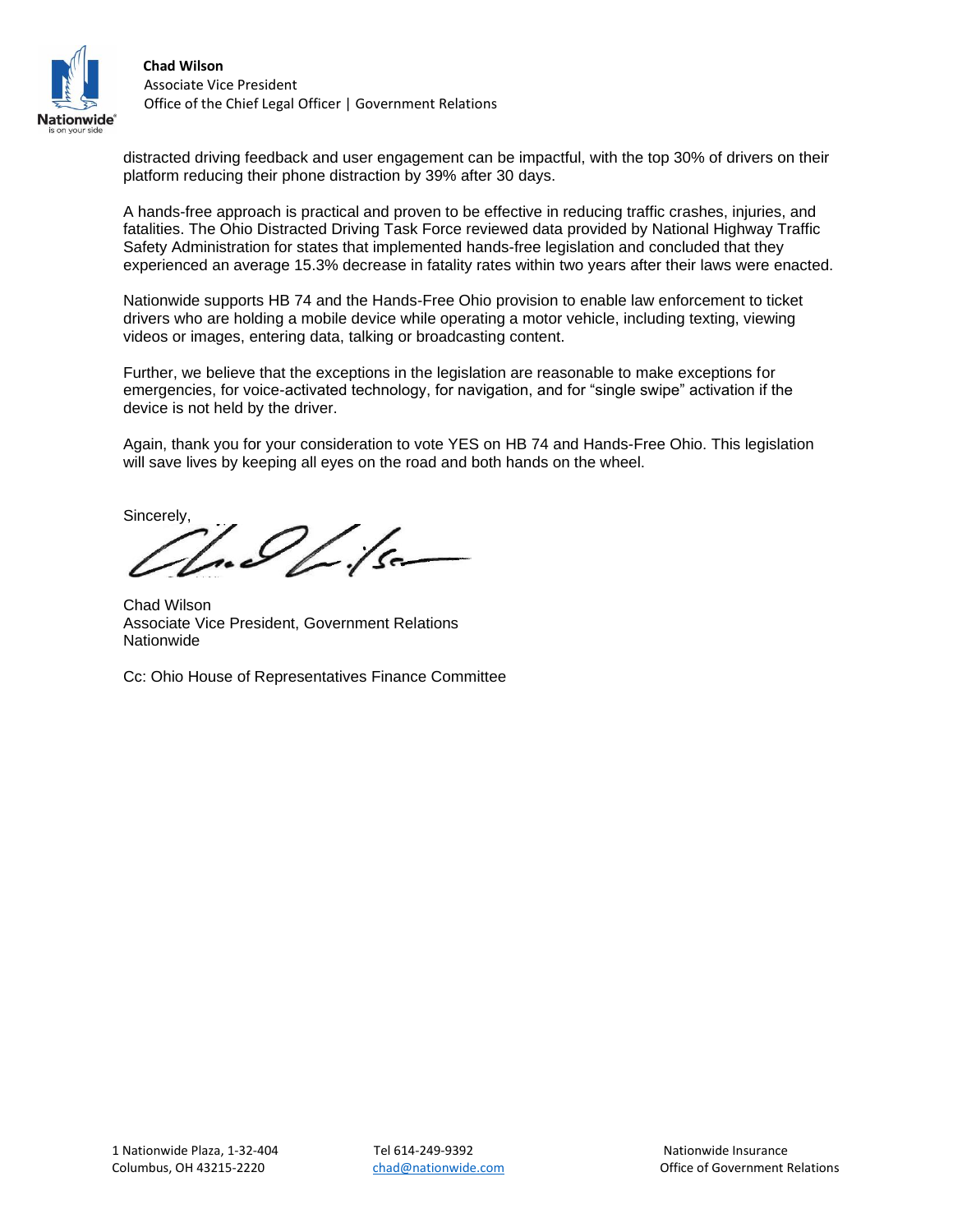distracted driving feedback and user engagement can be impactful, with the top 30% of drivers on their platform reducing their phone distraction by 39% after 30 days.

A hands-free approach is practical and proven to be effective in reducing traffic crashes, injuries, and fatalities. The Ohio Distracted Driving Task Force reviewed data provided by National Highway Traffic Safety Administration for states that implemented hands-free legislation and concluded that they experienced an average 15.3% decrease in fatality rates within two years after their laws were enacted.

Nationwide supports HB 74 and the Hands-Free Ohio provision to enable law enforcement to ticket drivers who are holding a mobile device while operating a motor vehicle, including texting, viewing videos or images, entering data, talking or broadcasting content.

Further, we believe that the exceptions in the legislation are reasonable to make exceptions for emergencies, for voice-activated technology, for navigation, and for "single swipe" activation if the device is not held by the driver.

Again, thank you for your consideration to vote YES on HB 74 and Hands-Free Ohio. This legislation will save lives by keeping all eyes on the road and both hands on the wheel.

Sincerely,

Chad Wilson
Associate Vice President, Government Relations
Nationwide

Cc: Ohio House of Representatives Finance Committee